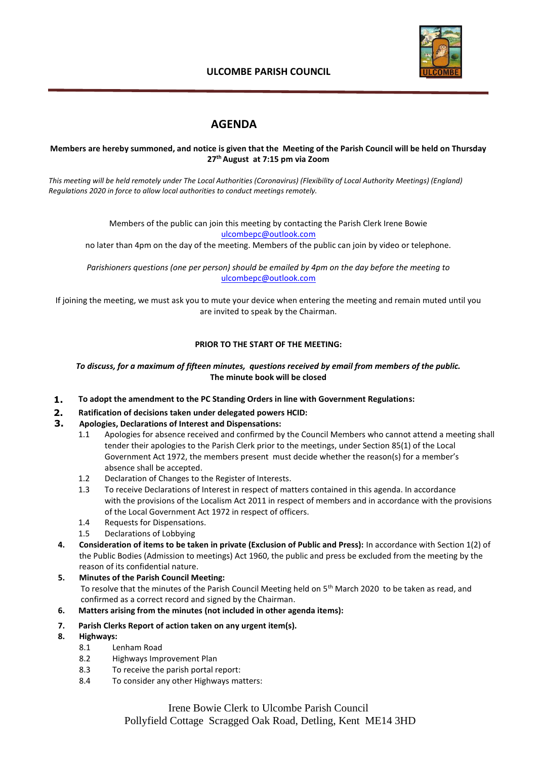**ULCOMBE PARISH COUNCIL**

# AGENDA

**Members are hereby summoned, and notice is given that the Meeting of the Parish Council will be held on Thursday 27th August at 7:15 pm via Zoom**

*This meeting will be held remotely under The Local Authorities (Coronavirus) (Flexibility of Local Authority Meetings) (England) Regulations 2020 in force to allow local authorities to conduct meetings remotely.*

Members of the public can join this meeting by contacting the Parish Clerk Irene Bowie ulcombepc@outlook.com no later than 4pm on the day of the meeting. Members of the public can join by video or telephone.

*Parishioners questions (one per person) should be emailed by 4pm on the day before the meeting to* ulcombepc@outlook.com

If joining the meeting, we must ask you to mute your device when entering the meeting and remain muted until you are invited to speak by the Chairman.

**PRIOR TO THE START OF THE MEETING:**

***To discuss, for a maximum of fifteen minutes, questions received by email from members of the public.***
**The minute book will be closed**

1. **To adopt the amendment to the PC Standing Orders in line with Government Regulations:**
2. **Ratification of decisions taken under delegated powers HCID:**
3. **Apologies, Declarations of Interest and Dispensations:**
   - 1.1 Apologies for absence received and confirmed by the Council Members who cannot attend a meeting shall tender their apologies to the Parish Clerk prior to the meetings, under Section 85(1) of the Local Government Act 1972, the members present must decide whether the reason(s) for a member's absence shall be accepted.
   - 1.2 Declaration of Changes to the Register of Interests.
   - 1.3 To receive Declarations of Interest in respect of matters contained in this agenda. In accordance with the provisions of the Localism Act 2011 in respect of members and in accordance with the provisions of the Local Government Act 1972 in respect of officers.
   - 1.4 Requests for Dispensations.
   - 1.5 Declarations of Lobbying
4. **Consideration of items to be taken in private (Exclusion of Public and Press):** In accordance with Section 1(2) of the Public Bodies (Admission to meetings) Act 1960, the public and press be excluded from the meeting by the reason of its confidential nature.
5. **Minutes of the Parish Council Meeting:**
   To resolve that the minutes of the Parish Council Meeting held on 5th March 2020 to be taken as read, and confirmed as a correct record and signed by the Chairman.
6. **Matters arising from the minutes (not included in other agenda items):**
7. **Parish Clerks Report of action taken on any urgent item(s).**
8. **Highways:**
   - 8.1 Lenham Road
   - 8.2 Highways Improvement Plan
   - 8.3 To receive the parish portal report:
   - 8.4 To consider any other Highways matters:

Irene Bowie Clerk to Ulcombe Parish Council
Pollyfield Cottage Scragged Oak Road, Detling, Kent ME14 3HD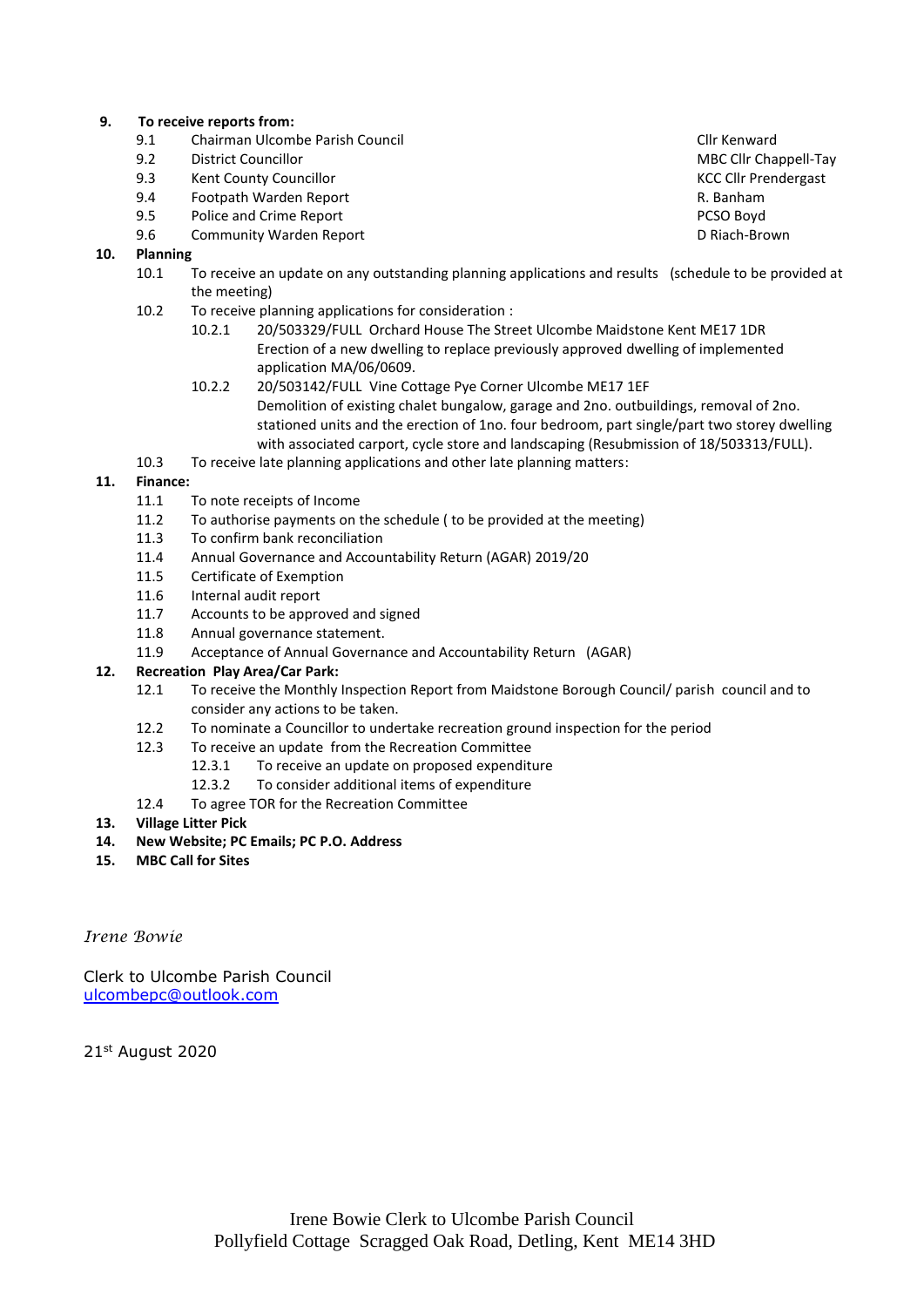**9. To receive reports from:**

| | | |
|---|---|---|
| 9.1 | Chairman Ulcombe Parish Council | Cllr Kenward |
| 9.2 | District Councillor | MBC Cllr Chappell-Tay |
| 9.3 | Kent County Councillor | KCC Cllr Prendergast |
| 9.4 | Footpath Warden Report | R. Banham |
| 9.5 | Police and Crime Report | PCSO Boyd |
| 9.6 | Community Warden Report | D Riach-Brown |

**10. Planning**

- 10.1 To receive an update on any outstanding planning applications and results (schedule to be provided at the meeting)
- 10.2 To receive planning applications for consideration :
  - 10.2.1 20/503329/FULL Orchard House The Street Ulcombe Maidstone Kent ME17 1DR
    Erection of a new dwelling to replace previously approved dwelling of implemented application MA/06/0609.
  - 10.2.2 20/503142/FULL Vine Cottage Pye Corner Ulcombe ME17 1EF
    Demolition of existing chalet bungalow, garage and 2no. outbuildings, removal of 2no. stationed units and the erection of 1no. four bedroom, part single/part two storey dwelling with associated carport, cycle store and landscaping (Resubmission of 18/503313/FULL).
- 10.3 To receive late planning applications and other late planning matters:

**11. Finance:**

- 11.1 To note receipts of Income
- 11.2 To authorise payments on the schedule ( to be provided at the meeting)
- 11.3 To confirm bank reconciliation
- 11.4 Annual Governance and Accountability Return (AGAR) 2019/20
- 11.5 Certificate of Exemption
- 11.6 Internal audit report
- 11.7 Accounts to be approved and signed
- 11.8 Annual governance statement.
- 11.9 Acceptance of Annual Governance and Accountability Return (AGAR)

**12. Recreation Play Area/Car Park:**

- 12.1 To receive the Monthly Inspection Report from Maidstone Borough Council/ parish council and to consider any actions to be taken.
- 12.2 To nominate a Councillor to undertake recreation ground inspection for the period
- 12.3 To receive an update from the Recreation Committee
  - 12.3.1 To receive an update on proposed expenditure
  - 12.3.2 To consider additional items of expenditure
- 12.4 To agree TOR for the Recreation Committee

**13. Village Litter Pick**

**14. New Website; PC Emails; PC P.O. Address**

**15. MBC Call for Sites**

*Irene Bowie*

Clerk to Ulcombe Parish Council
ulcombepc@outlook.com

21st August 2020

Irene Bowie Clerk to Ulcombe Parish Council
Pollyfield Cottage Scragged Oak Road, Detling, Kent ME14 3HD